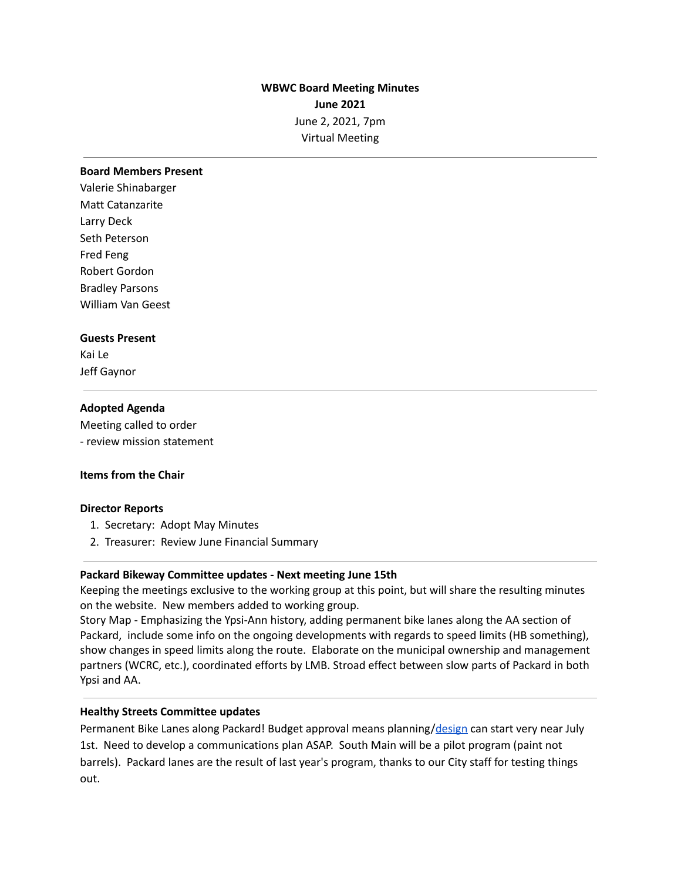**WBWC Board Meeting Minutes**
**June 2021**
June 2, 2021, 7pm
Virtual Meeting

---

**Board Members Present**
Valerie Shinabarger
Matt Catanzarite
Larry Deck
Seth Peterson
Fred Feng
Robert Gordon
Bradley Parsons
William Van Geest

**Guests Present**
Kai Le
Jeff Gaynor

---

**Adopted Agenda**
Meeting called to order
- review mission statement

**Items from the Chair**

**Director Reports**

1. Secretary: Adopt May Minutes
2. Treasurer: Review June Financial Summary

---

**Packard Bikeway Committee updates - Next meeting June 15th**
Keeping the meetings exclusive to the working group at this point, but will share the resulting minutes on the website. New members added to working group.
Story Map - Emphasizing the Ypsi-Ann history, adding permanent bike lanes along the AA section of Packard, include some info on the ongoing developments with regards to speed limits (HB something), show changes in speed limits along the route. Elaborate on the municipal ownership and management partners (WCRC, etc.), coordinated efforts by LMB. Stroad effect between slow parts of Packard in both Ypsi and AA.

---

**Healthy Streets Committee updates**
Permanent Bike Lanes along Packard! Budget approval means planning/design can start very near July 1st. Need to develop a communications plan ASAP. South Main will be a pilot program (paint not barrels). Packard lanes are the result of last year's program, thanks to our City staff for testing things out.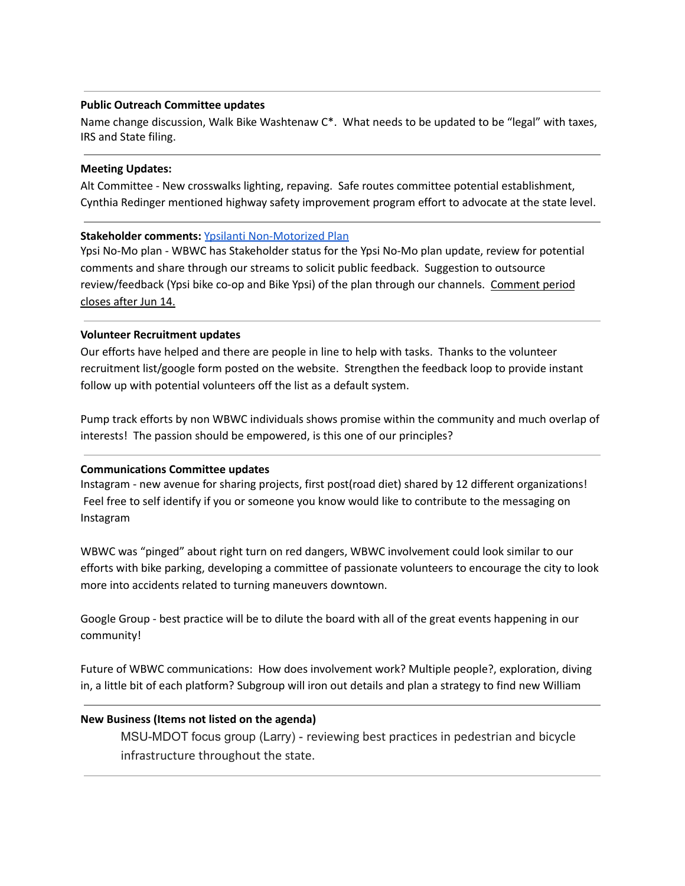---

**Public Outreach Committee updates**

Name change discussion, Walk Bike Washtenaw C*. What needs to be updated to be "legal" with taxes, IRS and State filing.

---

**Meeting Updates:**

Alt Committee - New crosswalks lighting, repaving. Safe routes committee potential establishment, Cynthia Redinger mentioned highway safety improvement program effort to advocate at the state level.

---

**Stakeholder comments:** [Ypsilanti Non-Motorized Plan]()

Ypsi No-Mo plan - WBWC has Stakeholder status for the Ypsi No-Mo plan update, review for potential comments and share through our streams to solicit public feedback. Suggestion to outsource review/feedback (Ypsi bike co-op and Bike Ypsi) of the plan through our channels. <u>Comment period closes after Jun 14.</u>

---

**Volunteer Recruitment updates**

Our efforts have helped and there are people in line to help with tasks. Thanks to the volunteer recruitment list/google form posted on the website. Strengthen the feedback loop to provide instant follow up with potential volunteers off the list as a default system.

Pump track efforts by non WBWC individuals shows promise within the community and much overlap of interests! The passion should be empowered, is this one of our principles?

---

**Communications Committee updates**

Instagram - new avenue for sharing projects, first post(road diet) shared by 12 different organizations! Feel free to self identify if you or someone you know would like to contribute to the messaging on Instagram

WBWC was "pinged" about right turn on red dangers, WBWC involvement could look similar to our efforts with bike parking, developing a committee of passionate volunteers to encourage the city to look more into accidents related to turning maneuvers downtown.

Google Group - best practice will be to dilute the board with all of the great events happening in our community!

Future of WBWC communications: How does involvement work? Multiple people?, exploration, diving in, a little bit of each platform? Subgroup will iron out details and plan a strategy to find new William

---

**New Business (Items not listed on the agenda)**

MSU-MDOT focus group (Larry) - reviewing best practices in pedestrian and bicycle infrastructure throughout the state.

---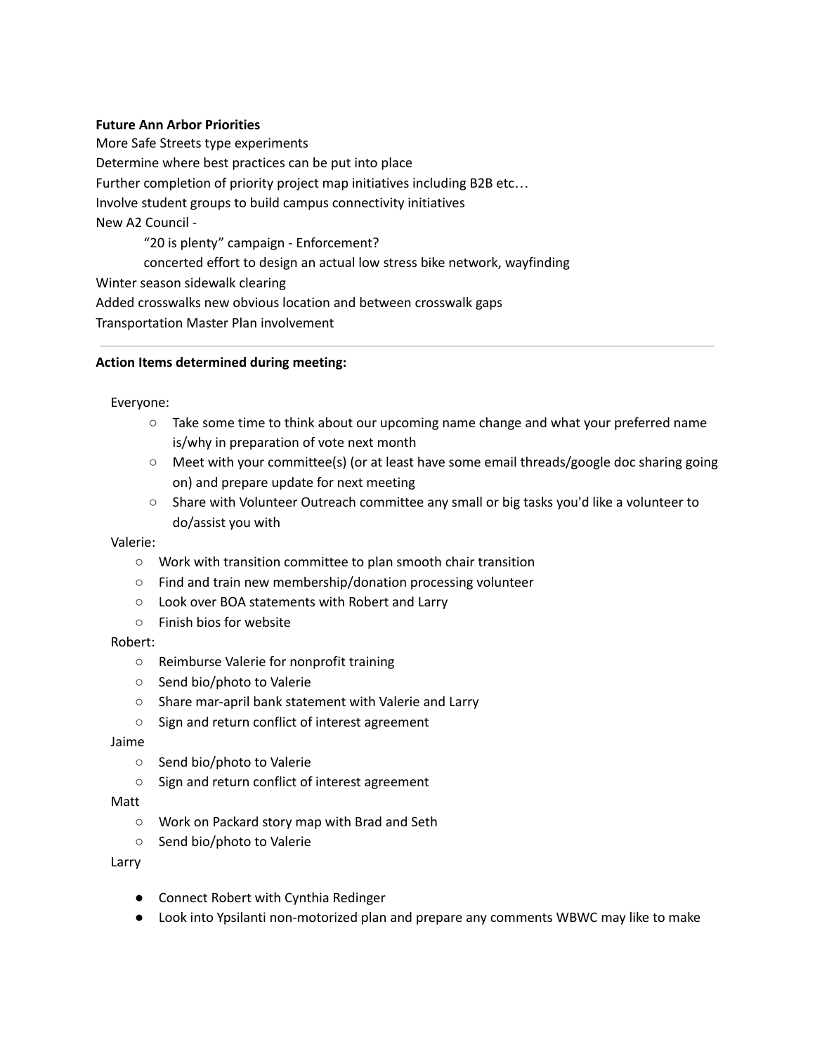**Future Ann Arbor Priorities**

More Safe Streets type experiments

Determine where best practices can be put into place

Further completion of priority project map initiatives including B2B etc…

Involve student groups to build campus connectivity initiatives

New A2 Council -

- "20 is plenty" campaign - Enforcement?
- concerted effort to design an actual low stress bike network, wayfinding

Winter season sidewalk clearing

Added crosswalks new obvious location and between crosswalk gaps

Transportation Master Plan involvement

---

**Action Items determined during meeting:**

Everyone:

- Take some time to think about our upcoming name change and what your preferred name is/why in preparation of vote next month
- Meet with your committee(s) (or at least have some email threads/google doc sharing going on) and prepare update for next meeting
- Share with Volunteer Outreach committee any small or big tasks you'd like a volunteer to do/assist you with

Valerie:

- Work with transition committee to plan smooth chair transition
- Find and train new membership/donation processing volunteer
- Look over BOA statements with Robert and Larry
- Finish bios for website

Robert:

- Reimburse Valerie for nonprofit training
- Send bio/photo to Valerie
- Share mar-april bank statement with Valerie and Larry
- Sign and return conflict of interest agreement

Jaime

- Send bio/photo to Valerie
- Sign and return conflict of interest agreement

Matt

- Work on Packard story map with Brad and Seth
- Send bio/photo to Valerie

Larry

- Connect Robert with Cynthia Redinger
- Look into Ypsilanti non-motorized plan and prepare any comments WBWC may like to make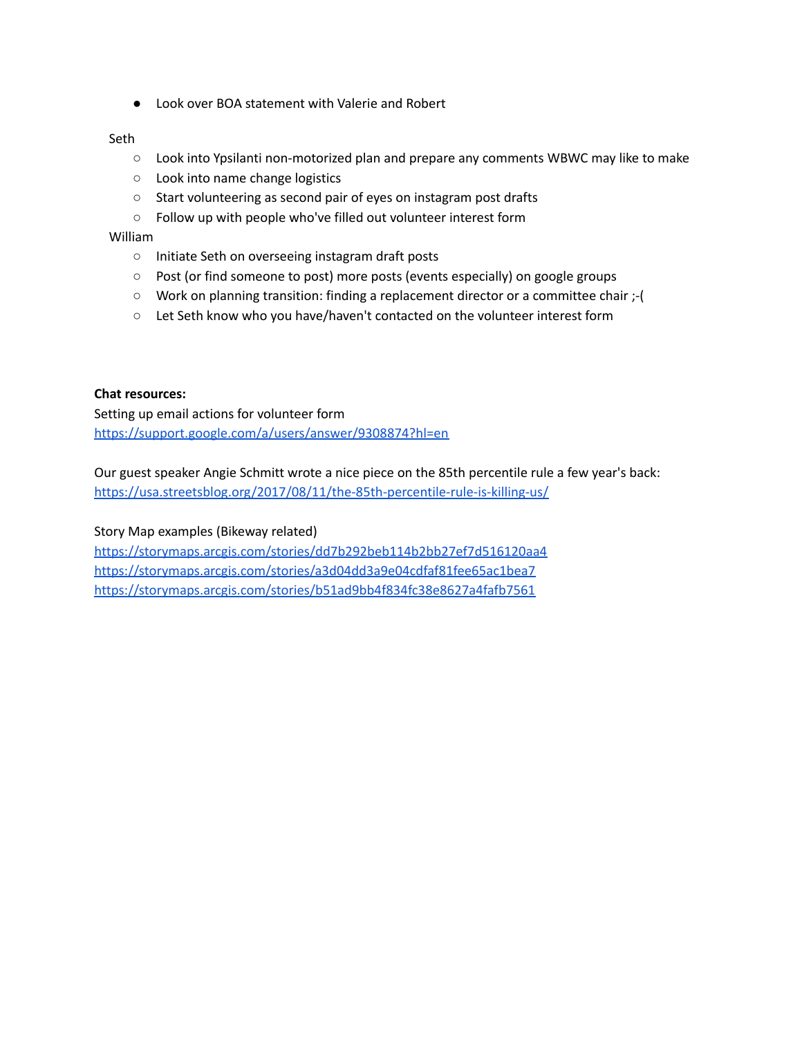- Look over BOA statement with Valerie and Robert

Seth

- Look into Ypsilanti non-motorized plan and prepare any comments WBWC may like to make
- Look into name change logistics
- Start volunteering as second pair of eyes on instagram post drafts
- Follow up with people who've filled out volunteer interest form

William

- Initiate Seth on overseeing instagram draft posts
- Post (or find someone to post) more posts (events especially) on google groups
- Work on planning transition: finding a replacement director or a committee chair ;-(
- Let Seth know who you have/haven't contacted on the volunteer interest form

**Chat resources:**

Setting up email actions for volunteer form
https://support.google.com/a/users/answer/9308874?hl=en

Our guest speaker Angie Schmitt wrote a nice piece on the 85th percentile rule a few year's back:
https://usa.streetsblog.org/2017/08/11/the-85th-percentile-rule-is-killing-us/

Story Map examples (Bikeway related)
https://storymaps.arcgis.com/stories/dd7b292beb114b2bb27ef7d516120aa4
https://storymaps.arcgis.com/stories/a3d04dd3a9e04cdfaf81fee65ac1bea7
https://storymaps.arcgis.com/stories/b51ad9bb4f834fc38e8627a4fafb7561